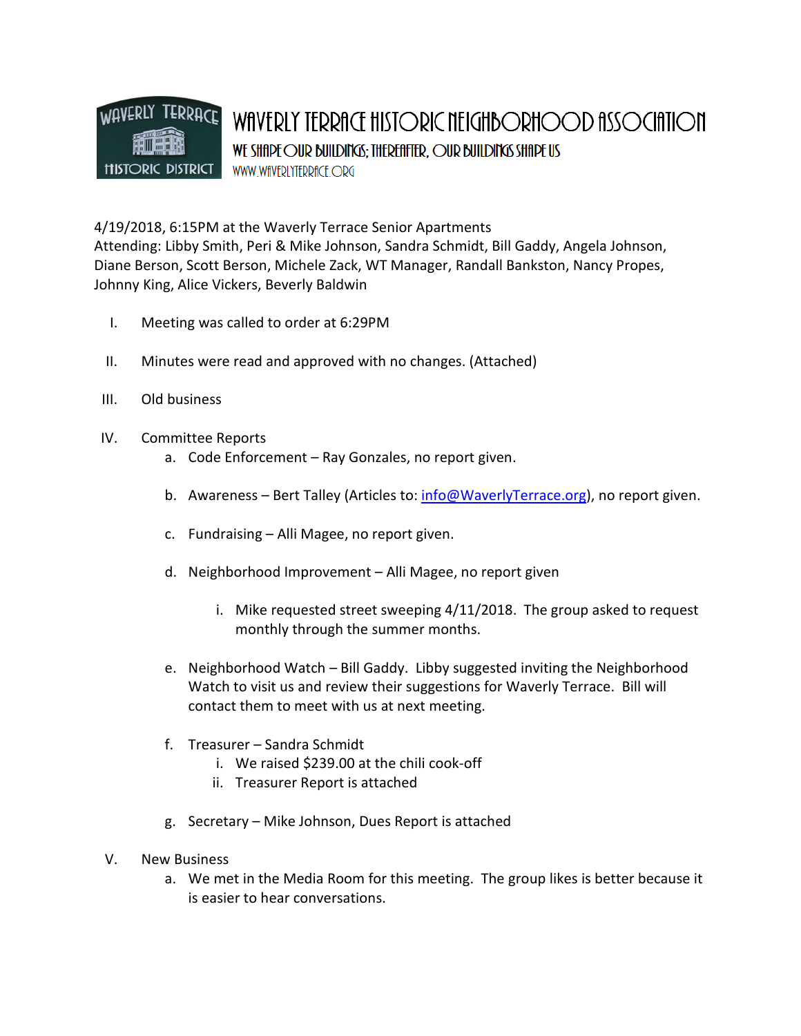# WAVERLY TERRACE HISTORIC NEIGHBORHOOD ASSOCIATION

**WE SHAPE OUR BUILDINGS; THEREAFTER, OUR BUILDINGS SHAPE US**

WWW.WAVERLYTERRACE.ORG

4/19/2018, 6:15PM at the Waverly Terrace Senior Apartments
Attending: Libby Smith, Peri & Mike Johnson, Sandra Schmidt, Bill Gaddy, Angela Johnson, Diane Berson, Scott Berson, Michele Zack, WT Manager, Randall Bankston, Nancy Propes, Johnny King, Alice Vickers, Beverly Baldwin

I. Meeting was called to order at 6:29PM

II. Minutes were read and approved with no changes. (Attached)

III. Old business

IV. Committee Reports
   a. Code Enforcement – Ray Gonzales, no report given.
   b. Awareness – Bert Talley (Articles to: info@WaverlyTerrace.org), no report given.
   c. Fundraising – Alli Magee, no report given.
   d. Neighborhood Improvement – Alli Magee, no report given
      i. Mike requested street sweeping 4/11/2018. The group asked to request monthly through the summer months.
   e. Neighborhood Watch – Bill Gaddy. Libby suggested inviting the Neighborhood Watch to visit us and review their suggestions for Waverly Terrace. Bill will contact them to meet with us at next meeting.
   f. Treasurer – Sandra Schmidt
      i. We raised $239.00 at the chili cook-off
      ii. Treasurer Report is attached
   g. Secretary – Mike Johnson, Dues Report is attached

V. New Business
   a. We met in the Media Room for this meeting. The group likes is better because it is easier to hear conversations.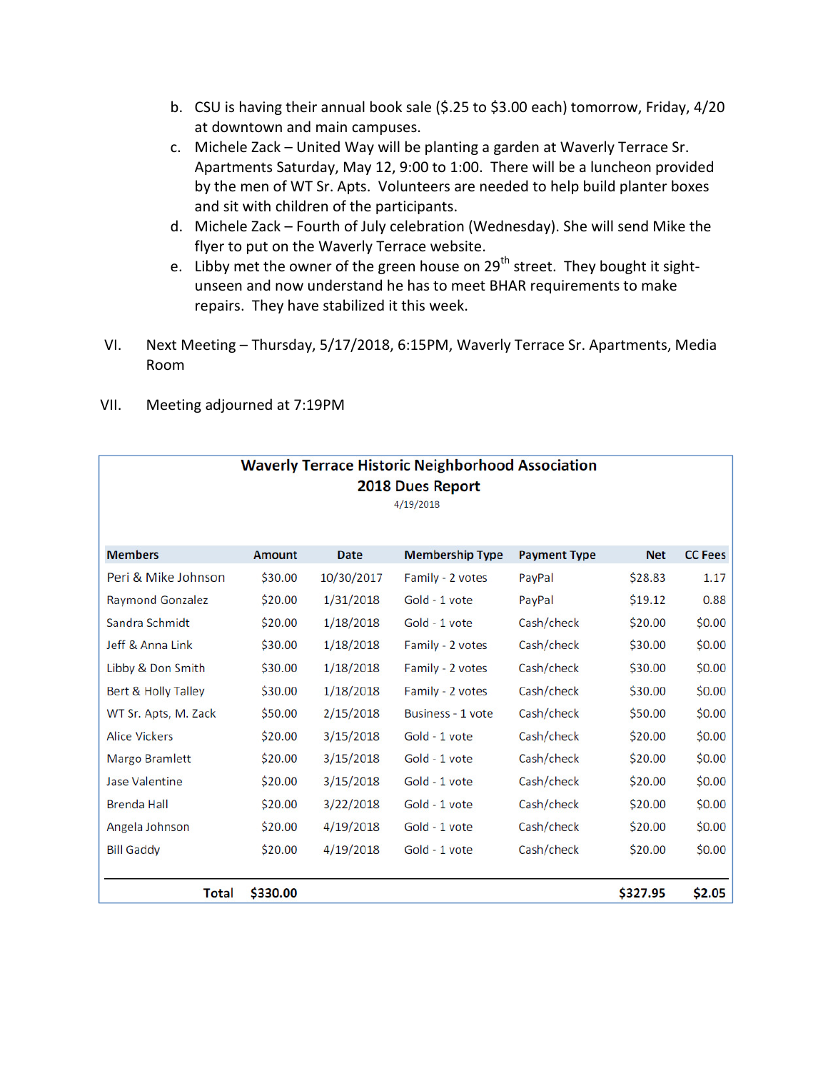b. CSU is having their annual book sale ($.25 to $3.00 each) tomorrow, Friday, 4/20 at downtown and main campuses.

c. Michele Zack – United Way will be planting a garden at Waverly Terrace Sr. Apartments Saturday, May 12, 9:00 to 1:00. There will be a luncheon provided by the men of WT Sr. Apts. Volunteers are needed to help build planter boxes and sit with children of the participants.

d. Michele Zack – Fourth of July celebration (Wednesday). She will send Mike the flyer to put on the Waverly Terrace website.

e. Libby met the owner of the green house on 29th street. They bought it sight-unseen and now understand he has to meet BHAR requirements to make repairs. They have stabilized it this week.

VI. Next Meeting – Thursday, 5/17/2018, 6:15PM, Waverly Terrace Sr. Apartments, Media Room

VII. Meeting adjourned at 7:19PM

**Waverly Terrace Historic Neighborhood Association**
**2018 Dues Report**
4/19/2018

| Members | Amount | Date | Membership Type | Payment Type | Net | CC Fees |
|---|---|---|---|---|---|---|
| Peri & Mike Johnson | $30.00 | 10/30/2017 | Family - 2 votes | PayPal | $28.83 | 1.17 |
| Raymond Gonzalez | $20.00 | 1/31/2018 | Gold - 1 vote | PayPal | $19.12 | 0.88 |
| Sandra Schmidt | $20.00 | 1/18/2018 | Gold - 1 vote | Cash/check | $20.00 | $0.00 |
| Jeff & Anna Link | $30.00 | 1/18/2018 | Family - 2 votes | Cash/check | $30.00 | $0.00 |
| Libby & Don Smith | $30.00 | 1/18/2018 | Family - 2 votes | Cash/check | $30.00 | $0.00 |
| Bert & Holly Talley | $30.00 | 1/18/2018 | Family - 2 votes | Cash/check | $30.00 | $0.00 |
| WT Sr. Apts, M. Zack | $50.00 | 2/15/2018 | Business - 1 vote | Cash/check | $50.00 | $0.00 |
| Alice Vickers | $20.00 | 3/15/2018 | Gold - 1 vote | Cash/check | $20.00 | $0.00 |
| Margo Bramlett | $20.00 | 3/15/2018 | Gold - 1 vote | Cash/check | $20.00 | $0.00 |
| Jase Valentine | $20.00 | 3/15/2018 | Gold - 1 vote | Cash/check | $20.00 | $0.00 |
| Brenda Hall | $20.00 | 3/22/2018 | Gold - 1 vote | Cash/check | $20.00 | $0.00 |
| Angela Johnson | $20.00 | 4/19/2018 | Gold - 1 vote | Cash/check | $20.00 | $0.00 |
| Bill Gaddy | $20.00 | 4/19/2018 | Gold - 1 vote | Cash/check | $20.00 | $0.00 |
| **Total** | **$330.00** | | | | **$327.95** | **$2.05** |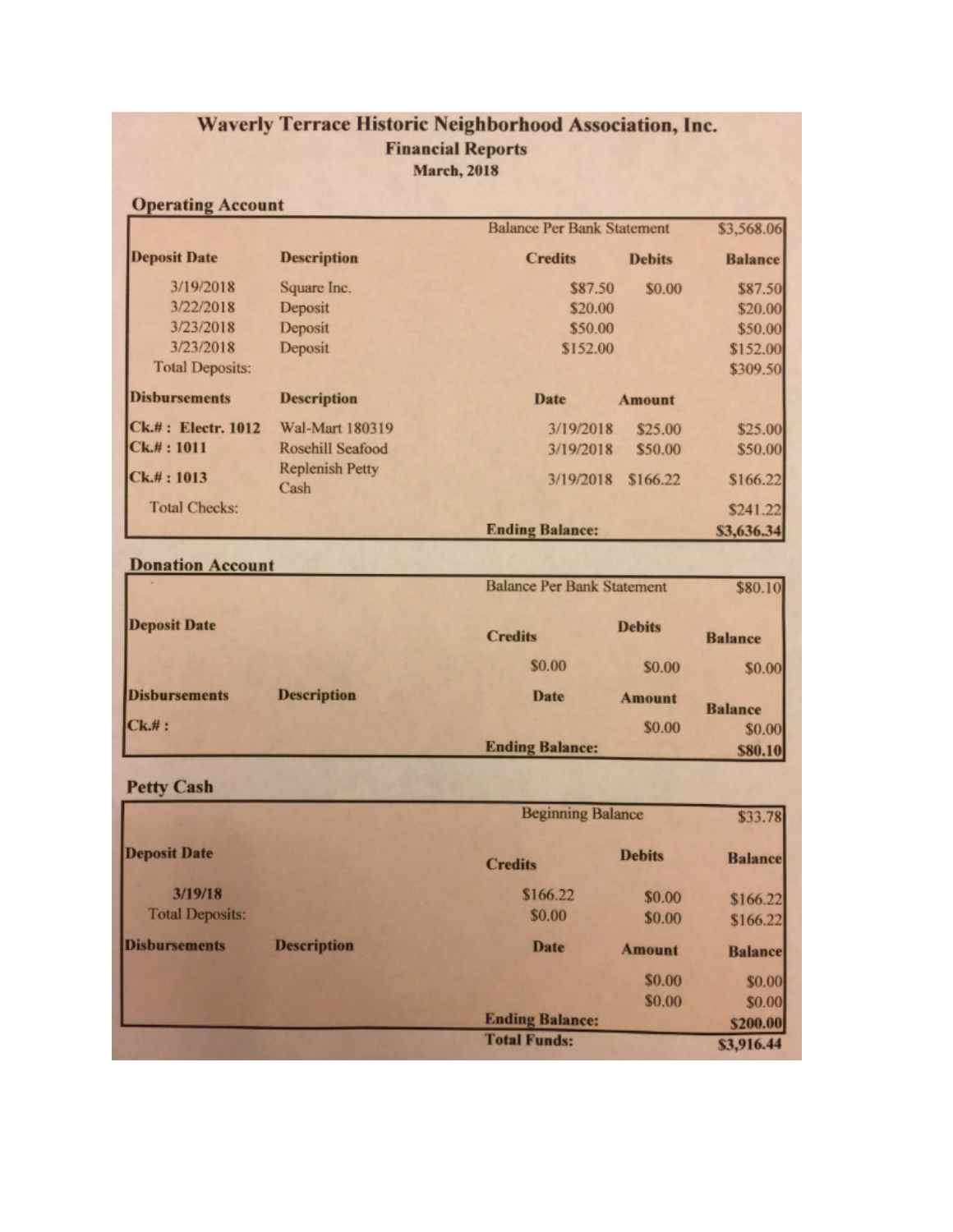# Waverly Terrace Historic Neighborhood Association, Inc.

## Financial Reports

### March, 2018

## Operating Account

| | | | | |
|---|---|---|---|---|
| | | Balance Per Bank Statement | | $3,568.06 |
| **Deposit Date** | **Description** | **Credits** | **Debits** | **Balance** |
| 3/19/2018 | Square Inc. | $87.50 | $0.00 | $87.50 |
| 3/22/2018 | Deposit | $20.00 | | $20.00 |
| 3/23/2018 | Deposit | $50.00 | | $50.00 |
| 3/23/2018 | Deposit | $152.00 | | $152.00 |
| Total Deposits: | | | | $309.50 |
| **Disbursements** | **Description** | **Date** | **Amount** | |
| **Ck.#: Electr. 1012** | Wal-Mart 180319 | 3/19/2018 | $25.00 | $25.00 |
| **Ck.#: 1011** | Rosehill Seafood | 3/19/2018 | $50.00 | $50.00 |
| **Ck.#: 1013** | Replenish Petty Cash | 3/19/2018 | $166.22 | $166.22 |
| Total Checks: | | | | $241.22 |
| | | **Ending Balance:** | | **$3,636.34** |

## Donation Account

| | | | | |
|---|---|---|---|---|
| | | Balance Per Bank Statement | | $80.10 |
| **Deposit Date** | | **Credits** | **Debits** | **Balance** |
| | | $0.00 | $0.00 | $0.00 |
| **Disbursements** | **Description** | **Date** | **Amount** | **Balance** |
| **Ck.#:** | | | $0.00 | $0.00 |
| | | **Ending Balance:** | | **$80.10** |

## Petty Cash

| | | | | |
|---|---|---|---|---|
| | | Beginning Balance | | $33.78 |
| **Deposit Date** | | **Credits** | **Debits** | **Balance** |
| **3/19/18** | | $166.22 | $0.00 | $166.22 |
| Total Deposits: | | $0.00 | $0.00 | $166.22 |
| **Disbursements** | **Description** | **Date** | **Amount** | **Balance** |
| | | | $0.00 | $0.00 |
| | | | $0.00 | $0.00 |
| | | **Ending Balance:** | | **$200.00** |
| | | **Total Funds:** | | **$3,916.44** |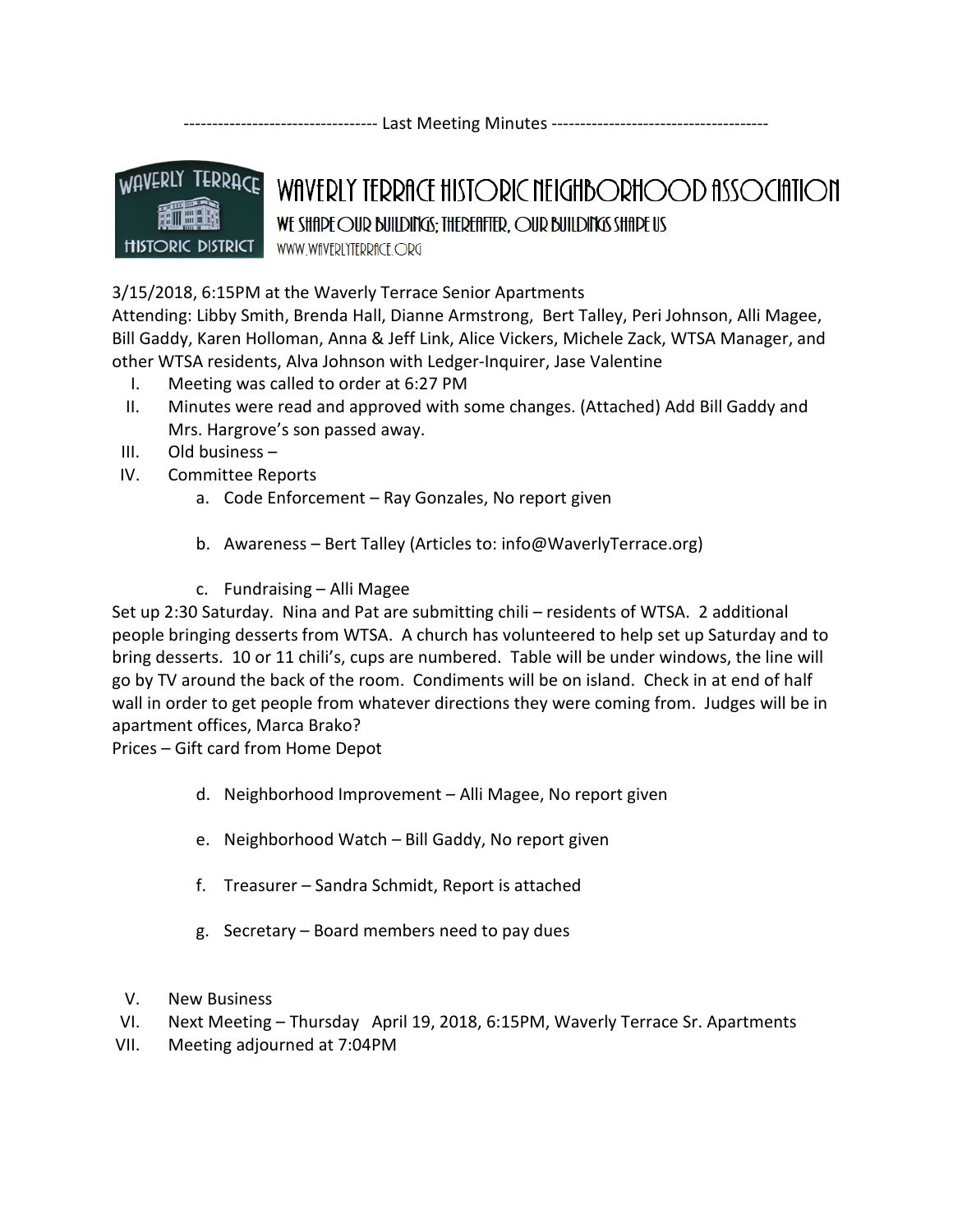---------------------------------- Last Meeting Minutes --------------------------------------

# WAVERLY TERRACE HISTORIC NEIGHBORHOOD ASSOCIATION

WE SHAPE OUR BUILDINGS; THEREAFTER, OUR BUILDINGS SHAPE US

WWW.WAVERLYTERRACE.ORG

3/15/2018, 6:15PM at the Waverly Terrace Senior Apartments

Attending: Libby Smith, Brenda Hall, Dianne Armstrong, Bert Talley, Peri Johnson, Alli Magee, Bill Gaddy, Karen Holloman, Anna & Jeff Link, Alice Vickers, Michele Zack, WTSA Manager, and other WTSA residents, Alva Johnson with Ledger-Inquirer, Jase Valentine

I. Meeting was called to order at 6:27 PM

II. Minutes were read and approved with some changes. (Attached) Add Bill Gaddy and Mrs. Hargrove's son passed away.

III. Old business –

IV. Committee Reports

  a. Code Enforcement – Ray Gonzales, No report given

  b. Awareness – Bert Talley (Articles to: info@WaverlyTerrace.org)

  c. Fundraising – Alli Magee

Set up 2:30 Saturday. Nina and Pat are submitting chili – residents of WTSA. 2 additional people bringing desserts from WTSA. A church has volunteered to help set up Saturday and to bring desserts. 10 or 11 chili's, cups are numbered. Table will be under windows, the line will go by TV around the back of the room. Condiments will be on island. Check in at end of half wall in order to get people from whatever directions they were coming from. Judges will be in apartment offices, Marca Brako?

Prices – Gift card from Home Depot

  d. Neighborhood Improvement – Alli Magee, No report given

  e. Neighborhood Watch – Bill Gaddy, No report given

  f. Treasurer – Sandra Schmidt, Report is attached

  g. Secretary – Board members need to pay dues

V. New Business

VI. Next Meeting – Thursday April 19, 2018, 6:15PM, Waverly Terrace Sr. Apartments

VII. Meeting adjourned at 7:04PM